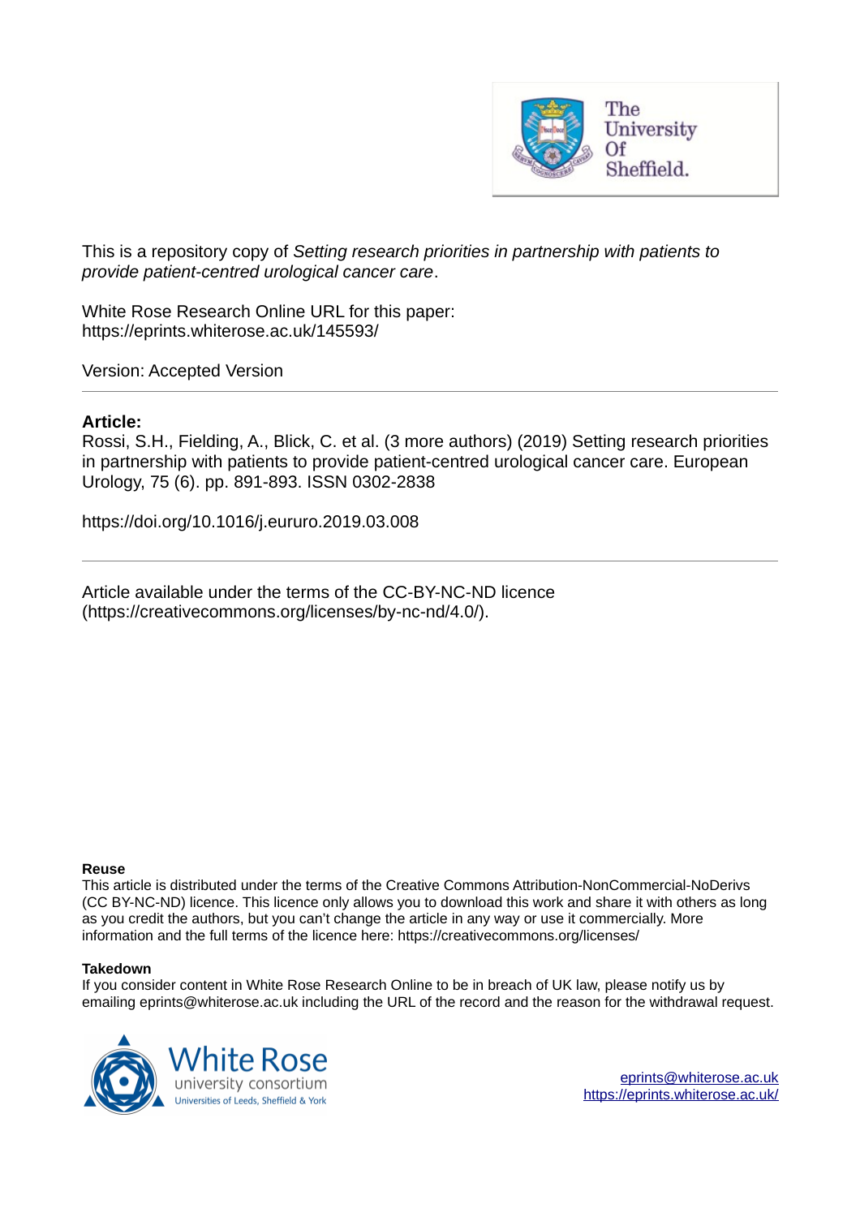The University Of Sheffield.

This is a repository copy of *Setting research priorities in partnership with patients to provide patient-centred urological cancer care*.

White Rose Research Online URL for this paper:
https://eprints.whiterose.ac.uk/145593/

Version: Accepted Version

---

**Article:**

Rossi, S.H., Fielding, A., Blick, C. et al. (3 more authors) (2019) Setting research priorities in partnership with patients to provide patient-centred urological cancer care. European Urology, 75 (6). pp. 891-893. ISSN 0302-2838

https://doi.org/10.1016/j.eururo.2019.03.008

---

Article available under the terms of the CC-BY-NC-ND licence (https://creativecommons.org/licenses/by-nc-nd/4.0/).

**Reuse**

This article is distributed under the terms of the Creative Commons Attribution-NonCommercial-NoDerivs (CC BY-NC-ND) licence. This licence only allows you to download this work and share it with others as long as you credit the authors, but you can't change the article in any way or use it commercially. More information and the full terms of the licence here: https://creativecommons.org/licenses/

**Takedown**

If you consider content in White Rose Research Online to be in breach of UK law, please notify us by emailing eprints@whiterose.ac.uk including the URL of the record and the reason for the withdrawal request.

White Rose university consortium
Universities of Leeds, Sheffield & York

eprints@whiterose.ac.uk
https://eprints.whiterose.ac.uk/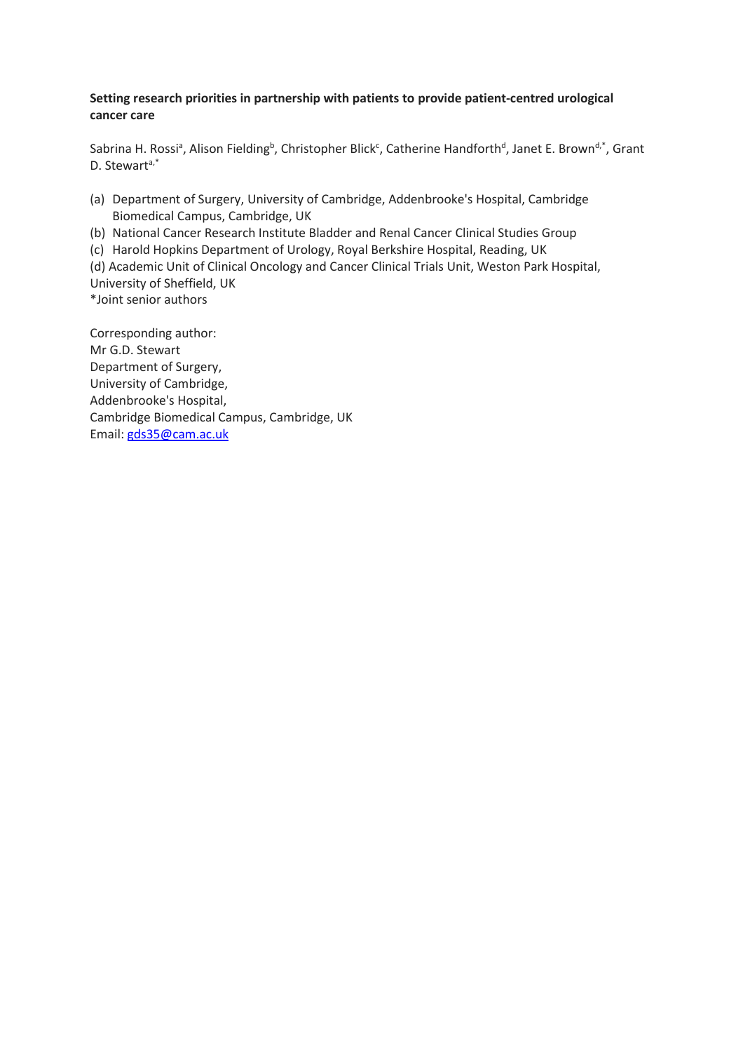**Setting research priorities in partnership with patients to provide patient-centred urological cancer care**

Sabrina H. Rossi[a], Alison Fielding[b], Christopher Blick[c], Catherine Handforth[d], Janet E. Brown[d,*], Grant D. Stewart[a,*]

(a) Department of Surgery, University of Cambridge, Addenbrooke's Hospital, Cambridge Biomedical Campus, Cambridge, UK
(b) National Cancer Research Institute Bladder and Renal Cancer Clinical Studies Group
(c) Harold Hopkins Department of Urology, Royal Berkshire Hospital, Reading, UK
(d) Academic Unit of Clinical Oncology and Cancer Clinical Trials Unit, Weston Park Hospital, University of Sheffield, UK

*Joint senior authors

Corresponding author:
Mr G.D. Stewart
Department of Surgery,
University of Cambridge,
Addenbrooke's Hospital,
Cambridge Biomedical Campus, Cambridge, UK
Email: gds35@cam.ac.uk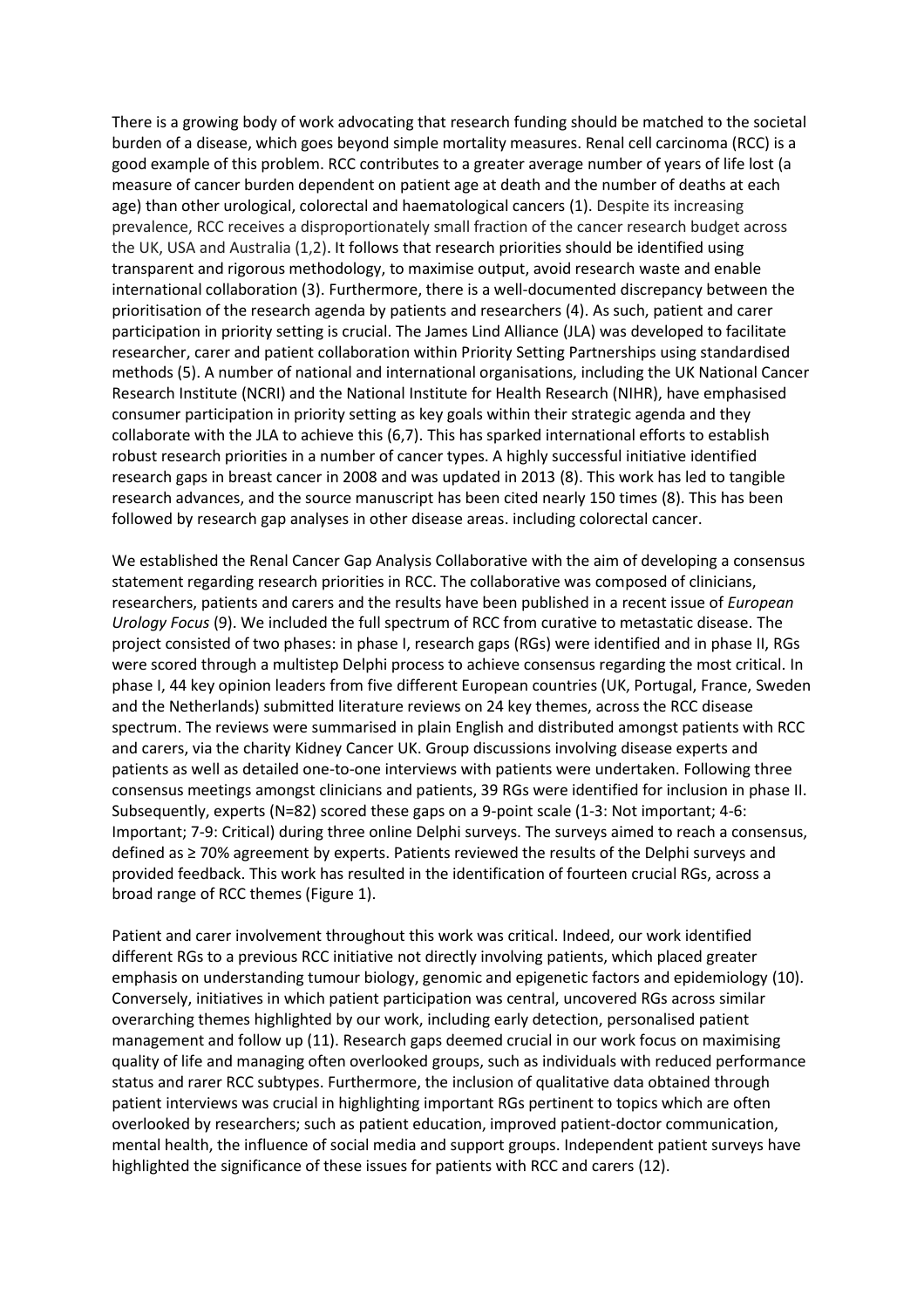There is a growing body of work advocating that research funding should be matched to the societal burden of a disease, which goes beyond simple mortality measures. Renal cell carcinoma (RCC) is a good example of this problem. RCC contributes to a greater average number of years of life lost (a measure of cancer burden dependent on patient age at death and the number of deaths at each age) than other urological, colorectal and haematological cancers (1). Despite its increasing prevalence, RCC receives a disproportionately small fraction of the cancer research budget across the UK, USA and Australia (1,2). It follows that research priorities should be identified using transparent and rigorous methodology, to maximise output, avoid research waste and enable international collaboration (3). Furthermore, there is a well-documented discrepancy between the prioritisation of the research agenda by patients and researchers (4). As such, patient and carer participation in priority setting is crucial. The James Lind Alliance (JLA) was developed to facilitate researcher, carer and patient collaboration within Priority Setting Partnerships using standardised methods (5). A number of national and international organisations, including the UK National Cancer Research Institute (NCRI) and the National Institute for Health Research (NIHR), have emphasised consumer participation in priority setting as key goals within their strategic agenda and they collaborate with the JLA to achieve this (6,7). This has sparked international efforts to establish robust research priorities in a number of cancer types. A highly successful initiative identified research gaps in breast cancer in 2008 and was updated in 2013 (8). This work has led to tangible research advances, and the source manuscript has been cited nearly 150 times (8). This has been followed by research gap analyses in other disease areas. including colorectal cancer.

We established the Renal Cancer Gap Analysis Collaborative with the aim of developing a consensus statement regarding research priorities in RCC. The collaborative was composed of clinicians, researchers, patients and carers and the results have been published in a recent issue of *European Urology Focus* (9). We included the full spectrum of RCC from curative to metastatic disease. The project consisted of two phases: in phase I, research gaps (RGs) were identified and in phase II, RGs were scored through a multistep Delphi process to achieve consensus regarding the most critical. In phase I, 44 key opinion leaders from five different European countries (UK, Portugal, France, Sweden and the Netherlands) submitted literature reviews on 24 key themes, across the RCC disease spectrum. The reviews were summarised in plain English and distributed amongst patients with RCC and carers, via the charity Kidney Cancer UK. Group discussions involving disease experts and patients as well as detailed one-to-one interviews with patients were undertaken. Following three consensus meetings amongst clinicians and patients, 39 RGs were identified for inclusion in phase II. Subsequently, experts (N=82) scored these gaps on a 9-point scale (1-3: Not important; 4-6: Important; 7-9: Critical) during three online Delphi surveys. The surveys aimed to reach a consensus, defined as ≥ 70% agreement by experts. Patients reviewed the results of the Delphi surveys and provided feedback. This work has resulted in the identification of fourteen crucial RGs, across a broad range of RCC themes (Figure 1).

Patient and carer involvement throughout this work was critical. Indeed, our work identified different RGs to a previous RCC initiative not directly involving patients, which placed greater emphasis on understanding tumour biology, genomic and epigenetic factors and epidemiology (10). Conversely, initiatives in which patient participation was central, uncovered RGs across similar overarching themes highlighted by our work, including early detection, personalised patient management and follow up (11). Research gaps deemed crucial in our work focus on maximising quality of life and managing often overlooked groups, such as individuals with reduced performance status and rarer RCC subtypes. Furthermore, the inclusion of qualitative data obtained through patient interviews was crucial in highlighting important RGs pertinent to topics which are often overlooked by researchers; such as patient education, improved patient-doctor communication, mental health, the influence of social media and support groups. Independent patient surveys have highlighted the significance of these issues for patients with RCC and carers (12).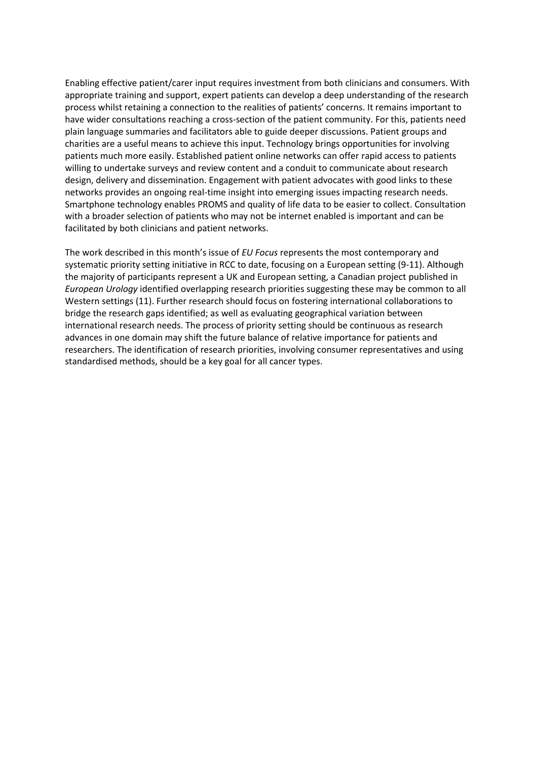Enabling effective patient/carer input requires investment from both clinicians and consumers. With appropriate training and support, expert patients can develop a deep understanding of the research process whilst retaining a connection to the realities of patients' concerns. It remains important to have wider consultations reaching a cross-section of the patient community. For this, patients need plain language summaries and facilitators able to guide deeper discussions. Patient groups and charities are a useful means to achieve this input. Technology brings opportunities for involving patients much more easily. Established patient online networks can offer rapid access to patients willing to undertake surveys and review content and a conduit to communicate about research design, delivery and dissemination. Engagement with patient advocates with good links to these networks provides an ongoing real-time insight into emerging issues impacting research needs. Smartphone technology enables PROMS and quality of life data to be easier to collect. Consultation with a broader selection of patients who may not be internet enabled is important and can be facilitated by both clinicians and patient networks.

The work described in this month's issue of *EU Focus* represents the most contemporary and systematic priority setting initiative in RCC to date, focusing on a European setting (9-11). Although the majority of participants represent a UK and European setting, a Canadian project published in *European Urology* identified overlapping research priorities suggesting these may be common to all Western settings (11). Further research should focus on fostering international collaborations to bridge the research gaps identified; as well as evaluating geographical variation between international research needs. The process of priority setting should be continuous as research advances in one domain may shift the future balance of relative importance for patients and researchers. The identification of research priorities, involving consumer representatives and using standardised methods, should be a key goal for all cancer types.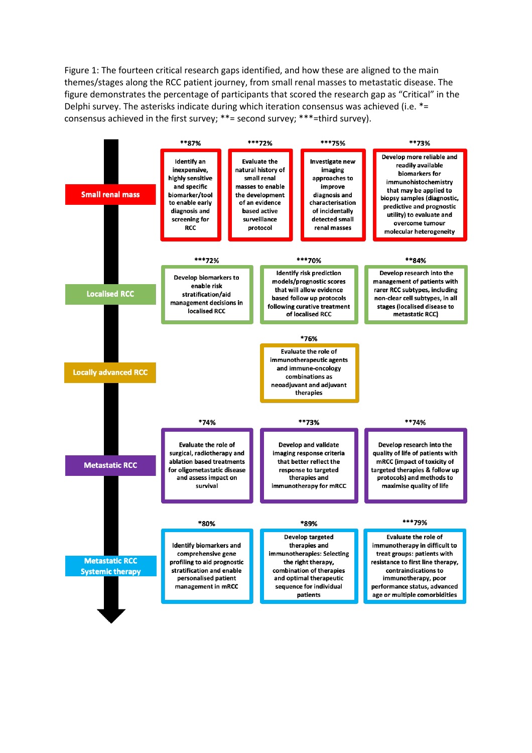Figure 1: The fourteen critical research gaps identified, and how these are aligned to the main themes/stages along the RCC patient journey, from small renal masses to metastatic disease. The figure demonstrates the percentage of participants that scored the research gap as "Critical" in the Delphi survey. The asterisks indicate during which iteration consensus was achieved (i.e. *= consensus achieved in the first survey; **= second survey; ***=third survey).

**Small renal mass**

- **87% — Identify an inexpensive, highly sensitive and specific biomarker/tool to enable early diagnosis and screening for RCC
- ***72% — Evaluate the natural history of small renal masses to enable the development of an evidence based active surveillance protocol
- ***75% — Investigate new imaging approaches to improve diagnosis and characterisation of incidentally detected small renal masses
- **73% — Develop more reliable and readily available biomarkers for immunohistochemistry that may be applied to biopsy samples (diagnostic, predictive and prognostic utility) to evaluate and overcome tumour molecular heterogeneity

**Localised RCC**

- ***72% — Develop biomarkers to enable risk stratification/aid management decisions in localised RCC
- ***70% — Identify risk prediction models/prognostic scores that will allow evidence based follow up protocols following curative treatment of localised RCC
- **84% — Develop research into the management of patients with rarer RCC subtypes, including non-clear cell subtypes, in all stages (localised disease to metastatic RCC)

**Locally advanced RCC**

- *76% — Evaluate the role of immunotherapeutic agents and immune-oncology combinations as neoadjuvant and adjuvant therapies

**Metastatic RCC**

- *74% — Evaluate the role of surgical, radiotherapy and ablation based treatments for oligometastatic disease and assess impact on survival
- **73% — Develop and validate imaging response criteria that better reflect the response to targeted therapies and immunotherapy for mRCC
- **74% — Develop research into the quality of life of patients with mRCC (impact of toxicity of targeted therapies & follow up protocols) and methods to maximise quality of life

**Metastatic RCC Systemic therapy**

- *80% — Identify biomarkers and comprehensive gene profiling to aid prognostic stratification and enable personalised patient management in mRCC
- *89% — Develop targeted therapies and immunotherapies: Selecting the right therapy, combination of therapies and optimal therapeutic sequence for individual patients
- ***79% — Evaluate the role of immunotherapy in difficult to treat groups: patients with resistance to first line therapy, contraindications to immunotherapy, poor performance status, advanced age or multiple comorbidities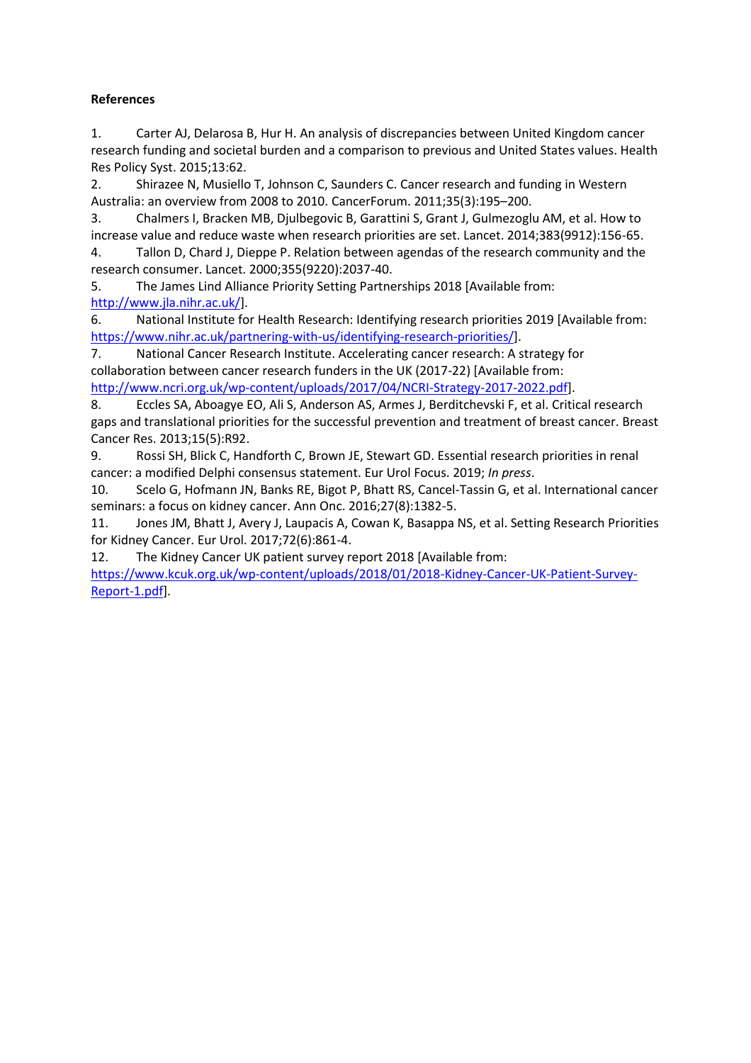**References**

1. Carter AJ, Delarosa B, Hur H. An analysis of discrepancies between United Kingdom cancer research funding and societal burden and a comparison to previous and United States values. Health Res Policy Syst. 2015;13:62.
2. Shirazee N, Musiello T, Johnson C, Saunders C. Cancer research and funding in Western Australia: an overview from 2008 to 2010. CancerForum. 2011;35(3):195–200.
3. Chalmers I, Bracken MB, Djulbegovic B, Garattini S, Grant J, Gulmezoglu AM, et al. How to increase value and reduce waste when research priorities are set. Lancet. 2014;383(9912):156-65.
4. Tallon D, Chard J, Dieppe P. Relation between agendas of the research community and the research consumer. Lancet. 2000;355(9220):2037-40.
5. The James Lind Alliance Priority Setting Partnerships 2018 [Available from: http://www.jla.nihr.ac.uk/].
6. National Institute for Health Research: Identifying research priorities 2019 [Available from: https://www.nihr.ac.uk/partnering-with-us/identifying-research-priorities/].
7. National Cancer Research Institute. Accelerating cancer research: A strategy for collaboration between cancer research funders in the UK (2017-22) [Available from: http://www.ncri.org.uk/wp-content/uploads/2017/04/NCRI-Strategy-2017-2022.pdf].
8. Eccles SA, Aboagye EO, Ali S, Anderson AS, Armes J, Berditchevski F, et al. Critical research gaps and translational priorities for the successful prevention and treatment of breast cancer. Breast Cancer Res. 2013;15(5):R92.
9. Rossi SH, Blick C, Handforth C, Brown JE, Stewart GD. Essential research priorities in renal cancer: a modified Delphi consensus statement. Eur Urol Focus. 2019; *In press*.
10. Scelo G, Hofmann JN, Banks RE, Bigot P, Bhatt RS, Cancel-Tassin G, et al. International cancer seminars: a focus on kidney cancer. Ann Onc. 2016;27(8):1382-5.
11. Jones JM, Bhatt J, Avery J, Laupacis A, Cowan K, Basappa NS, et al. Setting Research Priorities for Kidney Cancer. Eur Urol. 2017;72(6):861-4.
12. The Kidney Cancer UK patient survey report 2018 [Available from: https://www.kcuk.org.uk/wp-content/uploads/2018/01/2018-Kidney-Cancer-UK-Patient-Survey-Report-1.pdf].